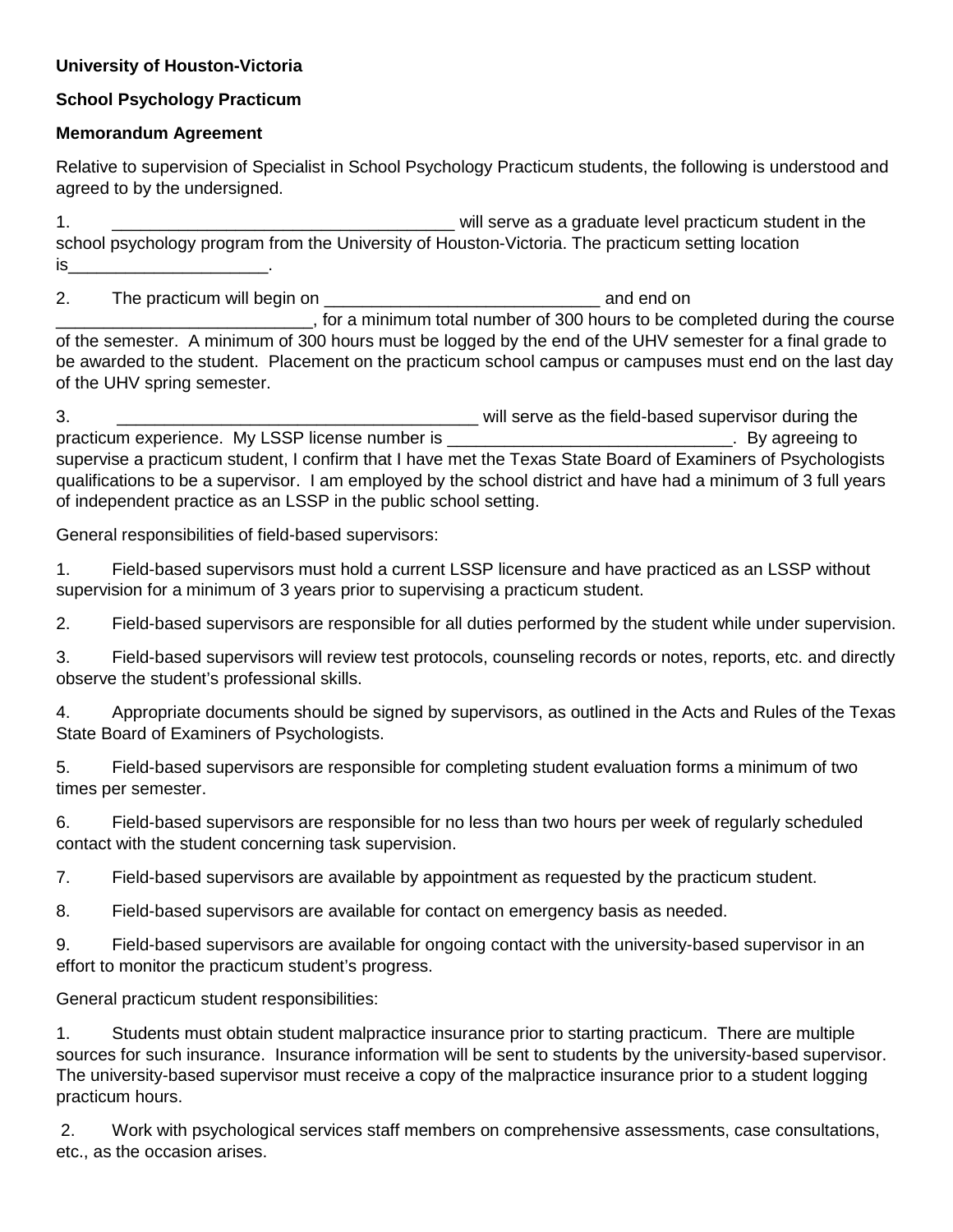**University of Houston-Victoria**

**School Psychology Practicum**

**Memorandum Agreement**

Relative to supervision of Specialist in School Psychology Practicum students, the following is understood and agreed to by the undersigned.

1. ____________________________________ will serve as a graduate level practicum student in the school psychology program from the University of Houston-Victoria. The practicum setting location is_____________________.

2. The practicum will begin on _____________________________ and end on ___________________________, for a minimum total number of 300 hours to be completed during the course of the semester. A minimum of 300 hours must be logged by the end of the UHV semester for a final grade to be awarded to the student. Placement on the practicum school campus or campuses must end on the last day of the UHV spring semester.

3. ______________________________________ will serve as the field-based supervisor during the practicum experience. My LSSP license number is ______________________________. By agreeing to supervise a practicum student, I confirm that I have met the Texas State Board of Examiners of Psychologists qualifications to be a supervisor. I am employed by the school district and have had a minimum of 3 full years of independent practice as an LSSP in the public school setting.

General responsibilities of field-based supervisors:

1. Field-based supervisors must hold a current LSSP licensure and have practiced as an LSSP without supervision for a minimum of 3 years prior to supervising a practicum student.

2. Field-based supervisors are responsible for all duties performed by the student while under supervision.

3. Field-based supervisors will review test protocols, counseling records or notes, reports, etc. and directly observe the student's professional skills.

4. Appropriate documents should be signed by supervisors, as outlined in the Acts and Rules of the Texas State Board of Examiners of Psychologists.

5. Field-based supervisors are responsible for completing student evaluation forms a minimum of two times per semester.

6. Field-based supervisors are responsible for no less than two hours per week of regularly scheduled contact with the student concerning task supervision.

7. Field-based supervisors are available by appointment as requested by the practicum student.

8. Field-based supervisors are available for contact on emergency basis as needed.

9. Field-based supervisors are available for ongoing contact with the university-based supervisor in an effort to monitor the practicum student's progress.

General practicum student responsibilities:

1. Students must obtain student malpractice insurance prior to starting practicum. There are multiple sources for such insurance. Insurance information will be sent to students by the university-based supervisor. The university-based supervisor must receive a copy of the malpractice insurance prior to a student logging practicum hours.

2. Work with psychological services staff members on comprehensive assessments, case consultations, etc., as the occasion arises.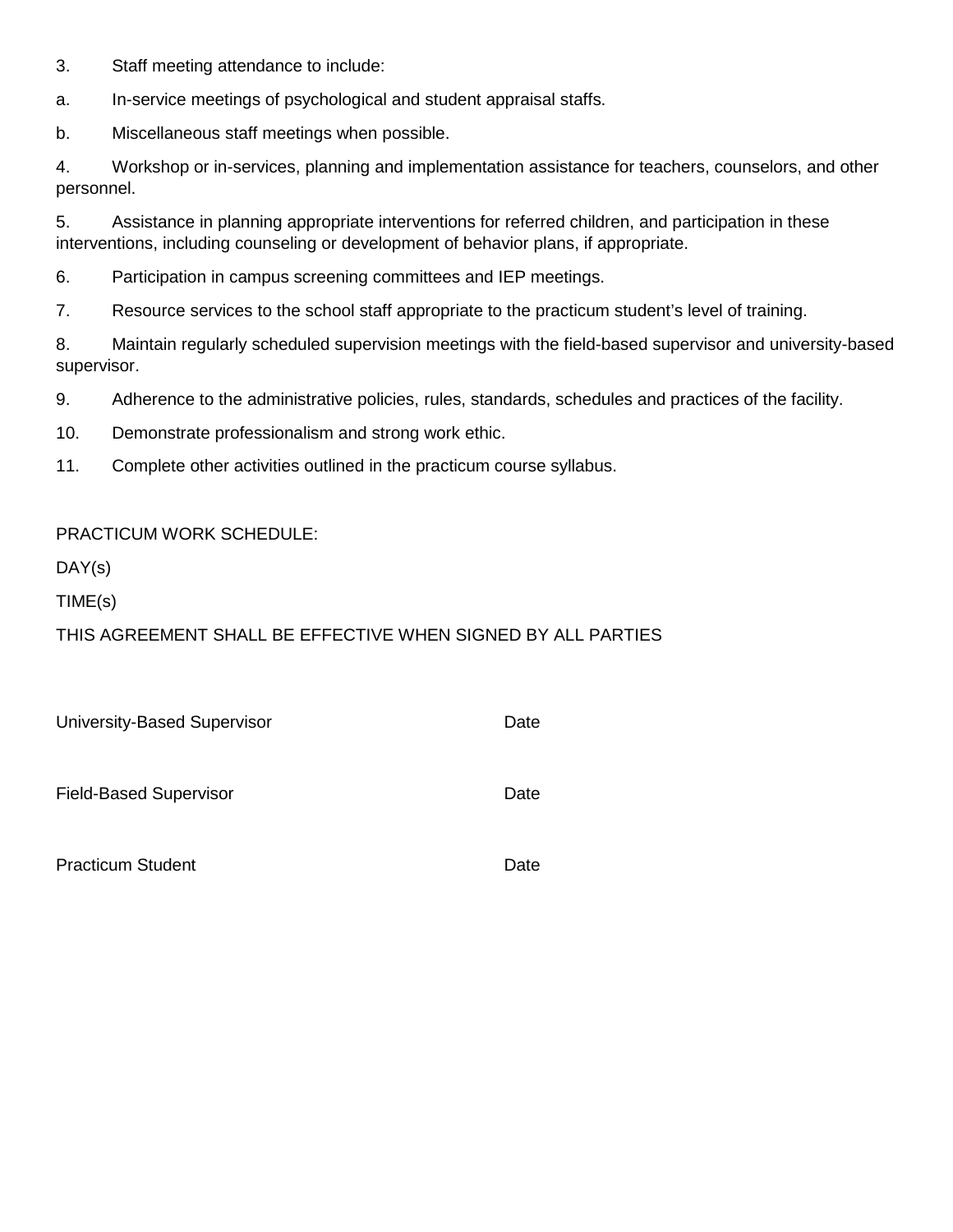3. Staff meeting attendance to include:

a. In-service meetings of psychological and student appraisal staffs.

b. Miscellaneous staff meetings when possible.

4. Workshop or in-services, planning and implementation assistance for teachers, counselors, and other personnel.

5. Assistance in planning appropriate interventions for referred children, and participation in these interventions, including counseling or development of behavior plans, if appropriate.

6. Participation in campus screening committees and IEP meetings.

7. Resource services to the school staff appropriate to the practicum student's level of training.

8. Maintain regularly scheduled supervision meetings with the field-based supervisor and university-based supervisor.

9. Adherence to the administrative policies, rules, standards, schedules and practices of the facility.

10. Demonstrate professionalism and strong work ethic.

11. Complete other activities outlined in the practicum course syllabus.

PRACTICUM WORK SCHEDULE:

DAY(s)

TIME(s)

THIS AGREEMENT SHALL BE EFFECTIVE WHEN SIGNED BY ALL PARTIES

University-Based Supervisor Date

Field-Based Supervisor Date

Practicum Student Date